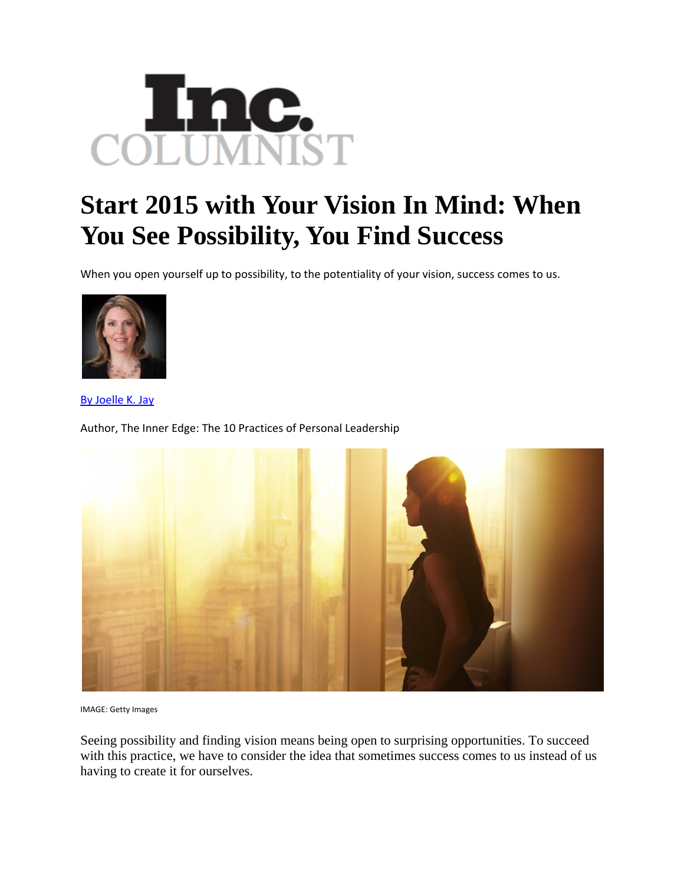Inc. COLUMNIST

# Start 2015 with Your Vision In Mind: When You See Possibility, You Find Success

When you open yourself up to possibility, to the potentiality of your vision, success comes to us.

By Joelle K. Jay

Author, The Inner Edge: The 10 Practices of Personal Leadership

IMAGE: Getty Images

Seeing possibility and finding vision means being open to surprising opportunities. To succeed with this practice, we have to consider the idea that sometimes success comes to us instead of us having to create it for ourselves.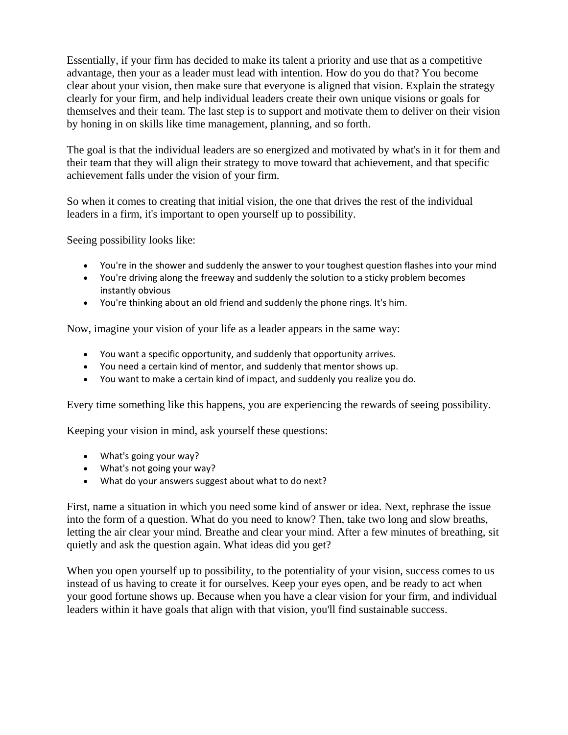Essentially, if your firm has decided to make its talent a priority and use that as a competitive advantage, then your as a leader must lead with intention. How do you do that? You become clear about your vision, then make sure that everyone is aligned that vision. Explain the strategy clearly for your firm, and help individual leaders create their own unique visions or goals for themselves and their team. The last step is to support and motivate them to deliver on their vision by honing in on skills like time management, planning, and so forth.

The goal is that the individual leaders are so energized and motivated by what's in it for them and their team that they will align their strategy to move toward that achievement, and that specific achievement falls under the vision of your firm.

So when it comes to creating that initial vision, the one that drives the rest of the individual leaders in a firm, it's important to open yourself up to possibility.

Seeing possibility looks like:

- You're in the shower and suddenly the answer to your toughest question flashes into your mind
- You're driving along the freeway and suddenly the solution to a sticky problem becomes instantly obvious
- You're thinking about an old friend and suddenly the phone rings. It's him.

Now, imagine your vision of your life as a leader appears in the same way:

- You want a specific opportunity, and suddenly that opportunity arrives.
- You need a certain kind of mentor, and suddenly that mentor shows up.
- You want to make a certain kind of impact, and suddenly you realize you do.

Every time something like this happens, you are experiencing the rewards of seeing possibility.

Keeping your vision in mind, ask yourself these questions:

- What's going your way?
- What's not going your way?
- What do your answers suggest about what to do next?

First, name a situation in which you need some kind of answer or idea. Next, rephrase the issue into the form of a question. What do you need to know? Then, take two long and slow breaths, letting the air clear your mind. Breathe and clear your mind. After a few minutes of breathing, sit quietly and ask the question again. What ideas did you get?

When you open yourself up to possibility, to the potentiality of your vision, success comes to us instead of us having to create it for ourselves. Keep your eyes open, and be ready to act when your good fortune shows up. Because when you have a clear vision for your firm, and individual leaders within it have goals that align with that vision, you'll find sustainable success.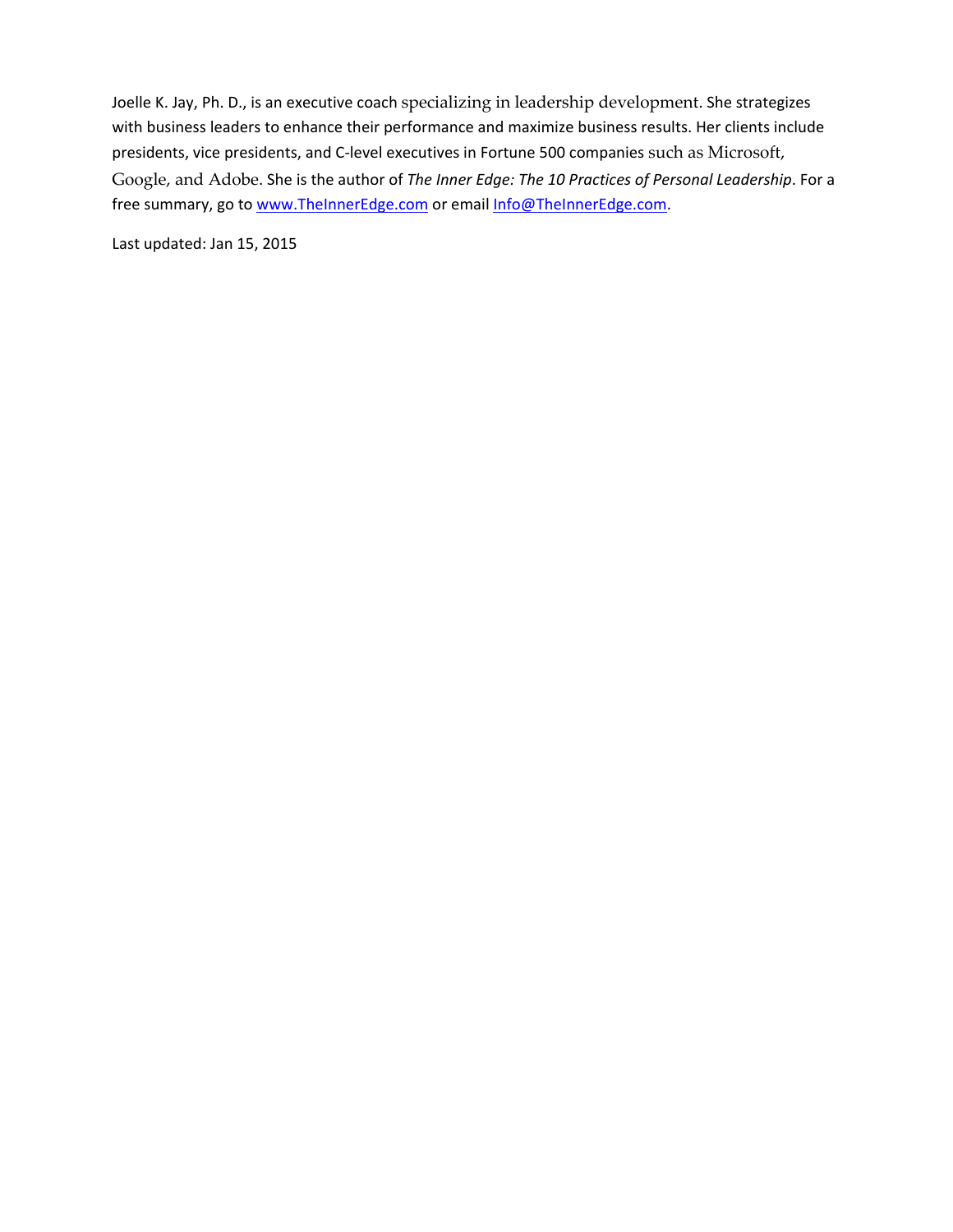Joelle K. Jay, Ph. D., is an executive coach specializing in leadership development. She strategizes with business leaders to enhance their performance and maximize business results. Her clients include presidents, vice presidents, and C-level executives in Fortune 500 companies such as Microsoft, Google, and Adobe. She is the author of *The Inner Edge: The 10 Practices of Personal Leadership*. For a free summary, go to [www.TheInnerEdge.com](http://www.TheInnerEdge.com) or email [Info@TheInnerEdge.com](mailto:Info@TheInnerEdge.com).

Last updated: Jan 15, 2015